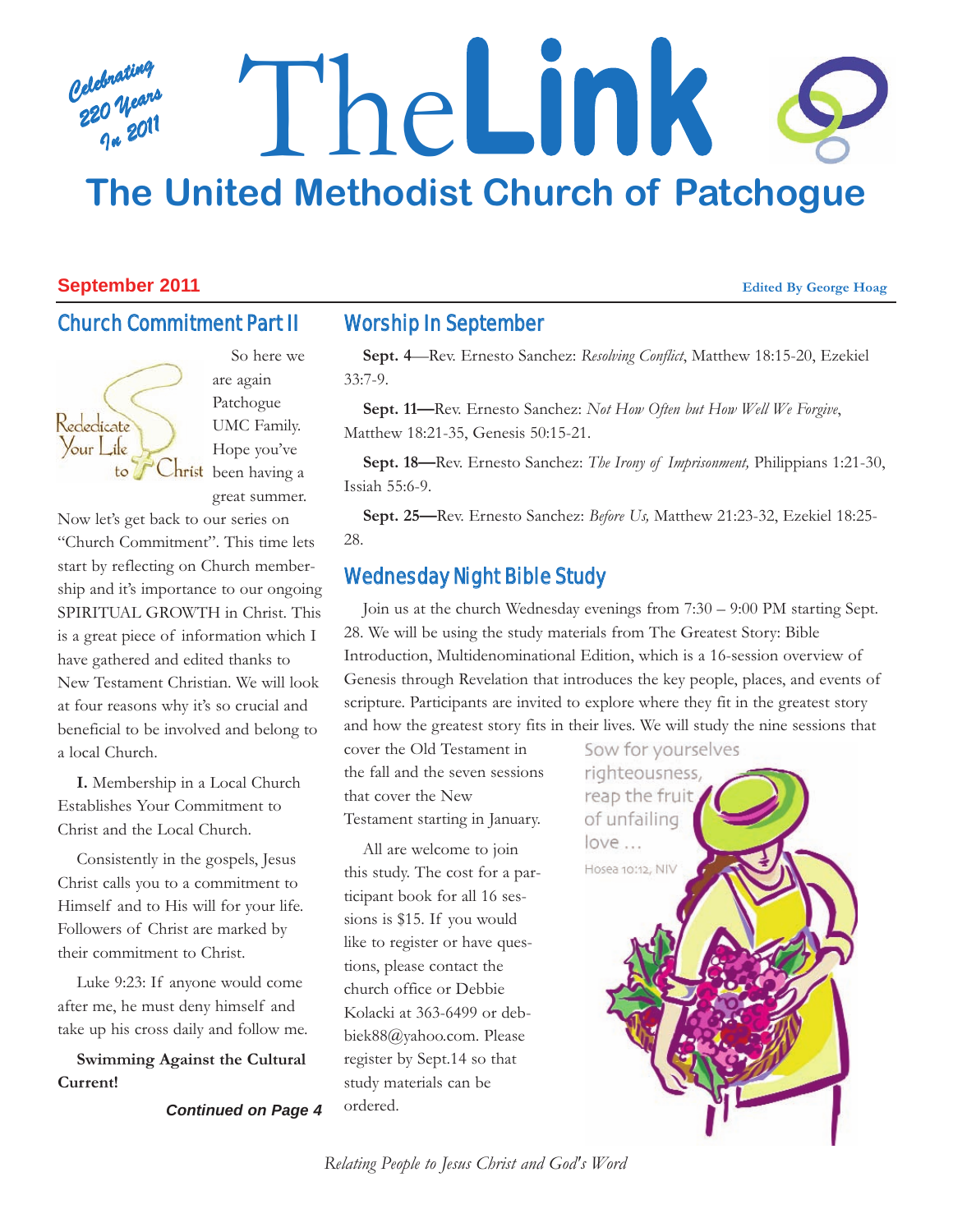Celebrating 220 Years In 2011

# The Link

## The United Methodist Church of Patchogue

**September 2011**

**Edited By George Hoag**

## Church Commitment Part II

Rededicate Your Life to Christ

So here we are again Patchogue UMC Family. Hope you've been having a great summer. Now let's get back to our series on "Church Commitment". This time lets start by reflecting on Church membership and it's importance to our ongoing SPIRITUAL GROWTH in Christ. This is a great piece of information which I have gathered and edited thanks to New Testament Christian. We will look at four reasons why it's so crucial and beneficial to be involved and belong to a local Church.

**I.** Membership in a Local Church Establishes Your Commitment to Christ and the Local Church.

Consistently in the gospels, Jesus Christ calls you to a commitment to Himself and to His will for your life. Followers of Christ are marked by their commitment to Christ.

Luke 9:23: If anyone would come after me, he must deny himself and take up his cross daily and follow me.

**Swimming Against the Cultural Current!**

***Continued on Page 4***

## Worship In September

**Sept. 4**—Rev. Ernesto Sanchez: *Resolving Conflict*, Matthew 18:15-20, Ezekiel 33:7-9.

**Sept. 11—**Rev. Ernesto Sanchez: *Not How Often but How Well We Forgive*, Matthew 18:21-35, Genesis 50:15-21.

**Sept. 18—**Rev. Ernesto Sanchez: *The Irony of Imprisonment,* Philippians 1:21-30, Issiah 55:6-9.

**Sept. 25—**Rev. Ernesto Sanchez: *Before Us,* Matthew 21:23-32, Ezekiel 18:25-28.

## Wednesday Night Bible Study

Join us at the church Wednesday evenings from 7:30 – 9:00 PM starting Sept. 28. We will be using the study materials from The Greatest Story: Bible Introduction, Multidenominational Edition, which is a 16-session overview of Genesis through Revelation that introduces the key people, places, and events of scripture. Participants are invited to explore where they fit in the greatest story and how the greatest story fits in their lives. We will study the nine sessions that cover the Old Testament in the fall and the seven sessions that cover the New Testament starting in January.

All are welcome to join this study. The cost for a participant book for all 16 sessions is $15. If you would like to register or have questions, please contact the church office or Debbie Kolacki at 363-6499 or debbiek88@yahoo.com. Please register by Sept.14 so that study materials can be ordered.

Sow for yourselves righteousness, reap the fruit of unfailing love …
Hosea 10:12, NIV

*Relating People to Jesus Christ and God's Word*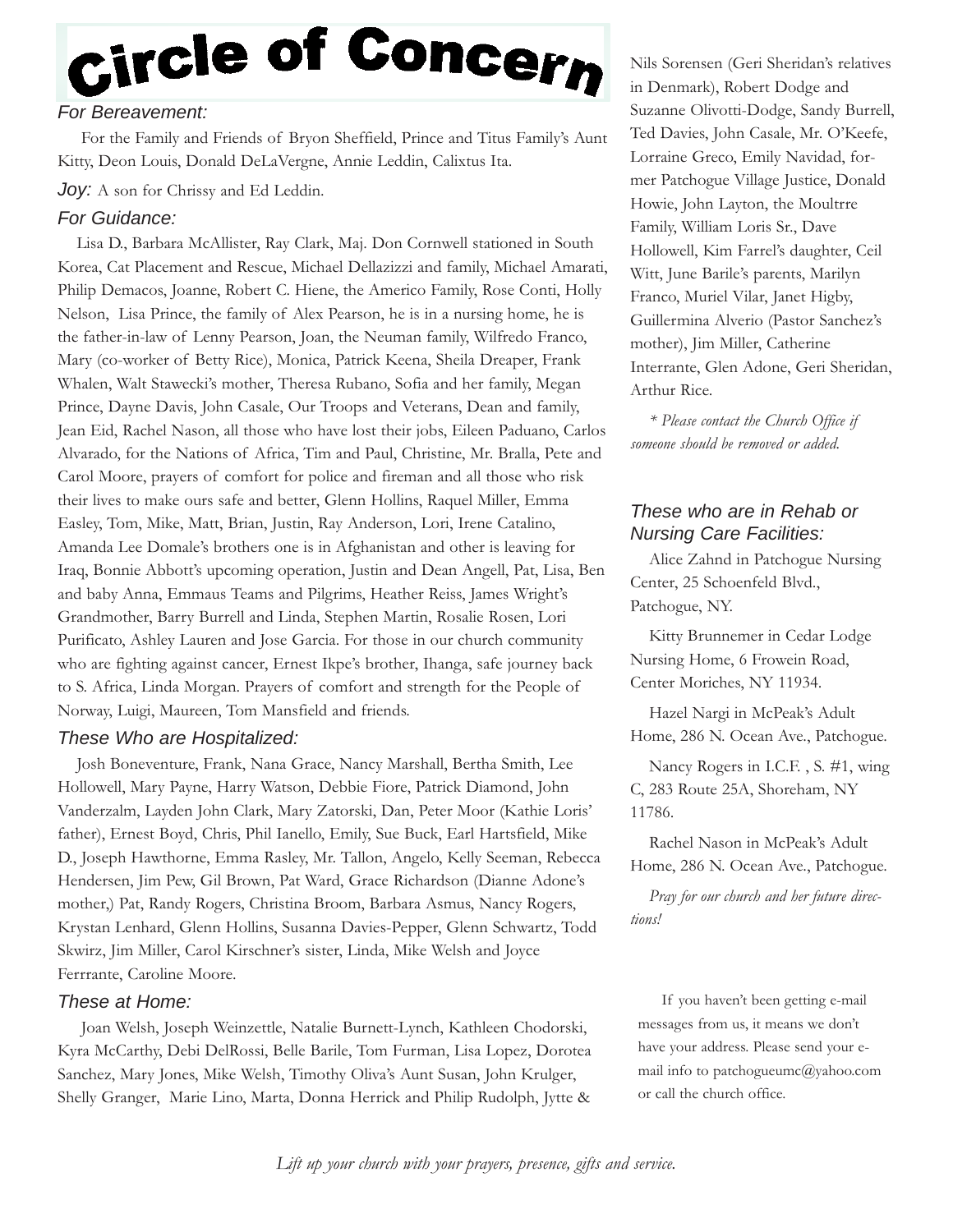# Circle of Concern

### *For Bereavement:*

For the Family and Friends of Bryon Sheffield, Prince and Titus Family's Aunt Kitty, Deon Louis, Donald DeLaVergne, Annie Leddin, Calixtus Ita.

***Joy:*** A son for Chrissy and Ed Leddin.

### *For Guidance:*

Lisa D., Barbara McAllister, Ray Clark, Maj. Don Cornwell stationed in South Korea, Cat Placement and Rescue, Michael Dellazizzi and family, Michael Amarati, Philip Demacos, Joanne, Robert C. Hiene, the Americo Family, Rose Conti, Holly Nelson, Lisa Prince, the family of Alex Pearson, he is in a nursing home, he is the father-in-law of Lenny Pearson, Joan, the Neuman family, Wilfredo Franco, Mary (co-worker of Betty Rice), Monica, Patrick Keena, Sheila Dreaper, Frank Whalen, Walt Stawecki's mother, Theresa Rubano, Sofia and her family, Megan Prince, Dayne Davis, John Casale, Our Troops and Veterans, Dean and family, Jean Eid, Rachel Nason, all those who have lost their jobs, Eileen Paduano, Carlos Alvarado, for the Nations of Africa, Tim and Paul, Christine, Mr. Bralla, Pete and Carol Moore, prayers of comfort for police and fireman and all those who risk their lives to make ours safe and better, Glenn Hollins, Raquel Miller, Emma Easley, Tom, Mike, Matt, Brian, Justin, Ray Anderson, Lori, Irene Catalino, Amanda Lee Domale's brothers one is in Afghanistan and other is leaving for Iraq, Bonnie Abbott's upcoming operation, Justin and Dean Angell, Pat, Lisa, Ben and baby Anna, Emmaus Teams and Pilgrims, Heather Reiss, James Wright's Grandmother, Barry Burrell and Linda, Stephen Martin, Rosalie Rosen, Lori Purificato, Ashley Lauren and Jose Garcia. For those in our church community who are fighting against cancer, Ernest Ikpe's brother, Ihanga, safe journey back to S. Africa, Linda Morgan. Prayers of comfort and strength for the People of Norway, Luigi, Maureen, Tom Mansfield and friends.

### *These Who are Hospitalized:*

Josh Boneventure, Frank, Nana Grace, Nancy Marshall, Bertha Smith, Lee Hollowell, Mary Payne, Harry Watson, Debbie Fiore, Patrick Diamond, John Vanderzalm, Layden John Clark, Mary Zatorski, Dan, Peter Moor (Kathie Loris' father), Ernest Boyd, Chris, Phil Ianello, Emily, Sue Buck, Earl Hartsfield, Mike D., Joseph Hawthorne, Emma Rasley, Mr. Tallon, Angelo, Kelly Seeman, Rebecca Hendersen, Jim Pew, Gil Brown, Pat Ward, Grace Richardson (Dianne Adone's mother,) Pat, Randy Rogers, Christina Broom, Barbara Asmus, Nancy Rogers, Krystan Lenhard, Glenn Hollins, Susanna Davies-Pepper, Glenn Schwartz, Todd Skwirz, Jim Miller, Carol Kirschner's sister, Linda, Mike Welsh and Joyce Ferrrante, Caroline Moore.

### *These at Home:*

Joan Welsh, Joseph Weinzettle, Natalie Burnett-Lynch, Kathleen Chodorski, Kyra McCarthy, Debi DelRossi, Belle Barile, Tom Furman, Lisa Lopez, Dorotea Sanchez, Mary Jones, Mike Welsh, Timothy Oliva's Aunt Susan, John Krulger, Shelly Granger, Marie Lino, Marta, Donna Herrick and Philip Rudolph, Jytte & Nils Sorensen (Geri Sheridan's relatives in Denmark), Robert Dodge and Suzanne Olivotti-Dodge, Sandy Burrell, Ted Davies, John Casale, Mr. O'Keefe, Lorraine Greco, Emily Navidad, former Patchogue Village Justice, Donald Howie, John Layton, the Moultrre Family, William Loris Sr., Dave Hollowell, Kim Farrel's daughter, Ceil Witt, June Barile's parents, Marilyn Franco, Muriel Vilar, Janet Higby, Guillermina Alverio (Pastor Sanchez's mother), Jim Miller, Catherine Interrante, Glen Adone, Geri Sheridan, Arthur Rice.

*\* Please contact the Church Office if someone should be removed or added.*

### *These who are in Rehab or Nursing Care Facilities:*

Alice Zahnd in Patchogue Nursing Center, 25 Schoenfeld Blvd., Patchogue, NY.

Kitty Brunnemer in Cedar Lodge Nursing Home, 6 Frowein Road, Center Moriches, NY 11934.

Hazel Nargi in McPeak's Adult Home, 286 N. Ocean Ave., Patchogue.

Nancy Rogers in I.C.F. , S. #1, wing C, 283 Route 25A, Shoreham, NY 11786.

Rachel Nason in McPeak's Adult Home, 286 N. Ocean Ave., Patchogue.

*Pray for our church and her future directions!*

If you haven't been getting e-mail messages from us, it means we don't have your address. Please send your e-mail info to patchogueumc@yahoo.com or call the church office.

*Lift up your church with your prayers, presence, gifts and service.*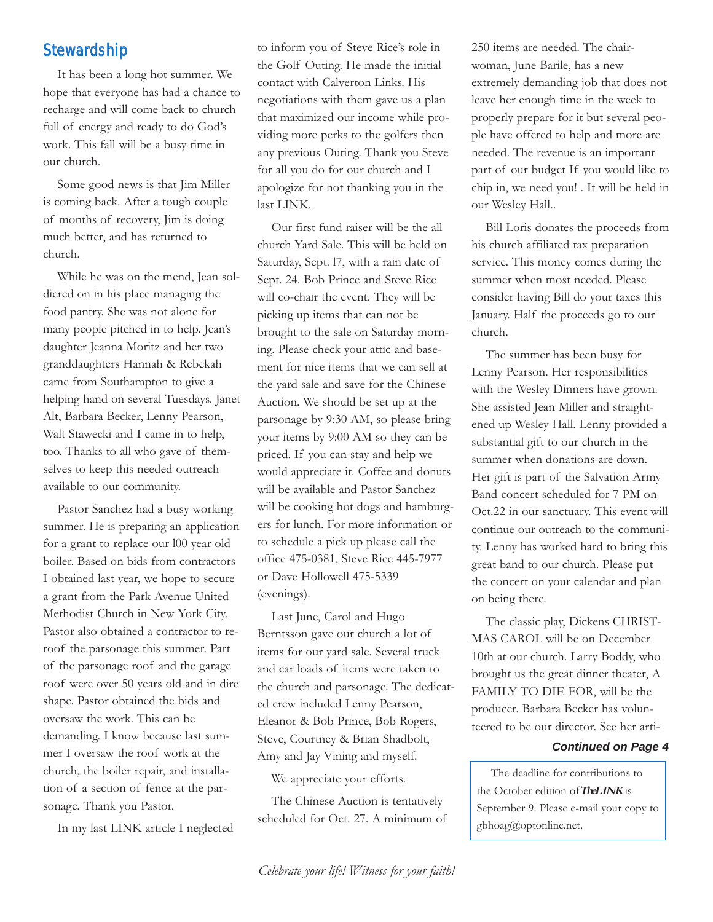## Stewardship

It has been a long hot summer. We hope that everyone has had a chance to recharge and will come back to church full of energy and ready to do God's work. This fall will be a busy time in our church.

Some good news is that Jim Miller is coming back. After a tough couple of months of recovery, Jim is doing much better, and has returned to church.

While he was on the mend, Jean soldiered on in his place managing the food pantry. She was not alone for many people pitched in to help. Jean's daughter Jeanna Moritz and her two granddaughters Hannah & Rebekah came from Southampton to give a helping hand on several Tuesdays. Janet Alt, Barbara Becker, Lenny Pearson, Walt Stawecki and I came in to help, too. Thanks to all who gave of themselves to keep this needed outreach available to our community.

Pastor Sanchez had a busy working summer. He is preparing an application for a grant to replace our 100 year old boiler. Based on bids from contractors I obtained last year, we hope to secure a grant from the Park Avenue United Methodist Church in New York City. Pastor also obtained a contractor to re-roof the parsonage this summer. Part of the parsonage roof and the garage roof were over 50 years old and in dire shape. Pastor obtained the bids and oversaw the work. This can be demanding. I know because last summer I oversaw the roof work at the church, the boiler repair, and installation of a section of fence at the parsonage. Thank you Pastor.

In my last LINK article I neglected to inform you of Steve Rice's role in the Golf Outing. He made the initial contact with Calverton Links. His negotiations with them gave us a plan that maximized our income while providing more perks to the golfers then any previous Outing. Thank you Steve for all you do for our church and I apologize for not thanking you in the last LINK.

Our first fund raiser will be the all church Yard Sale. This will be held on Saturday, Sept. 17, with a rain date of Sept. 24. Bob Prince and Steve Rice will co-chair the event. They will be picking up items that can not be brought to the sale on Saturday morning. Please check your attic and basement for nice items that we can sell at the yard sale and save for the Chinese Auction. We should be set up at the parsonage by 9:30 AM, so please bring your items by 9:00 AM so they can be priced. If you can stay and help we would appreciate it. Coffee and donuts will be available and Pastor Sanchez will be cooking hot dogs and hamburgers for lunch. For more information or to schedule a pick up please call the office 475-0381, Steve Rice 445-7977 or Dave Hollowell 475-5339 (evenings).

Last June, Carol and Hugo Berntsson gave our church a lot of items for our yard sale. Several truck and car loads of items were taken to the church and parsonage. The dedicated crew included Lenny Pearson, Eleanor & Bob Prince, Bob Rogers, Steve, Courtney & Brian Shadbolt, Amy and Jay Vining and myself.

We appreciate your efforts.

The Chinese Auction is tentatively scheduled for Oct. 27. A minimum of 250 items are needed. The chairwoman, June Barile, has a new extremely demanding job that does not leave her enough time in the week to properly prepare for it but several people have offered to help and more are needed. The revenue is an important part of our budget If you would like to chip in, we need you! . It will be held in our Wesley Hall..

Bill Loris donates the proceeds from his church affiliated tax preparation service. This money comes during the summer when most needed. Please consider having Bill do your taxes this January. Half the proceeds go to our church.

The summer has been busy for Lenny Pearson. Her responsibilities with the Wesley Dinners have grown. She assisted Jean Miller and straightened up Wesley Hall. Lenny provided a substantial gift to our church in the summer when donations are down. Her gift is part of the Salvation Army Band concert scheduled for 7 PM on Oct.22 in our sanctuary. This event will continue our outreach to the community. Lenny has worked hard to bring this great band to our church. Please put the concert on your calendar and plan on being there.

The classic play, Dickens CHRISTMAS CAROL will be on December 10th at our church. Larry Boddy, who brought us the great dinner theater, A FAMILY TO DIE FOR, will be the producer. Barbara Becker has volunteered to be our director. See her arti-

***Continued on Page 4***

The deadline for contributions to the October edition of ***The LINK*** is September 9. Please e-mail your copy to gbhoag@optonline.net.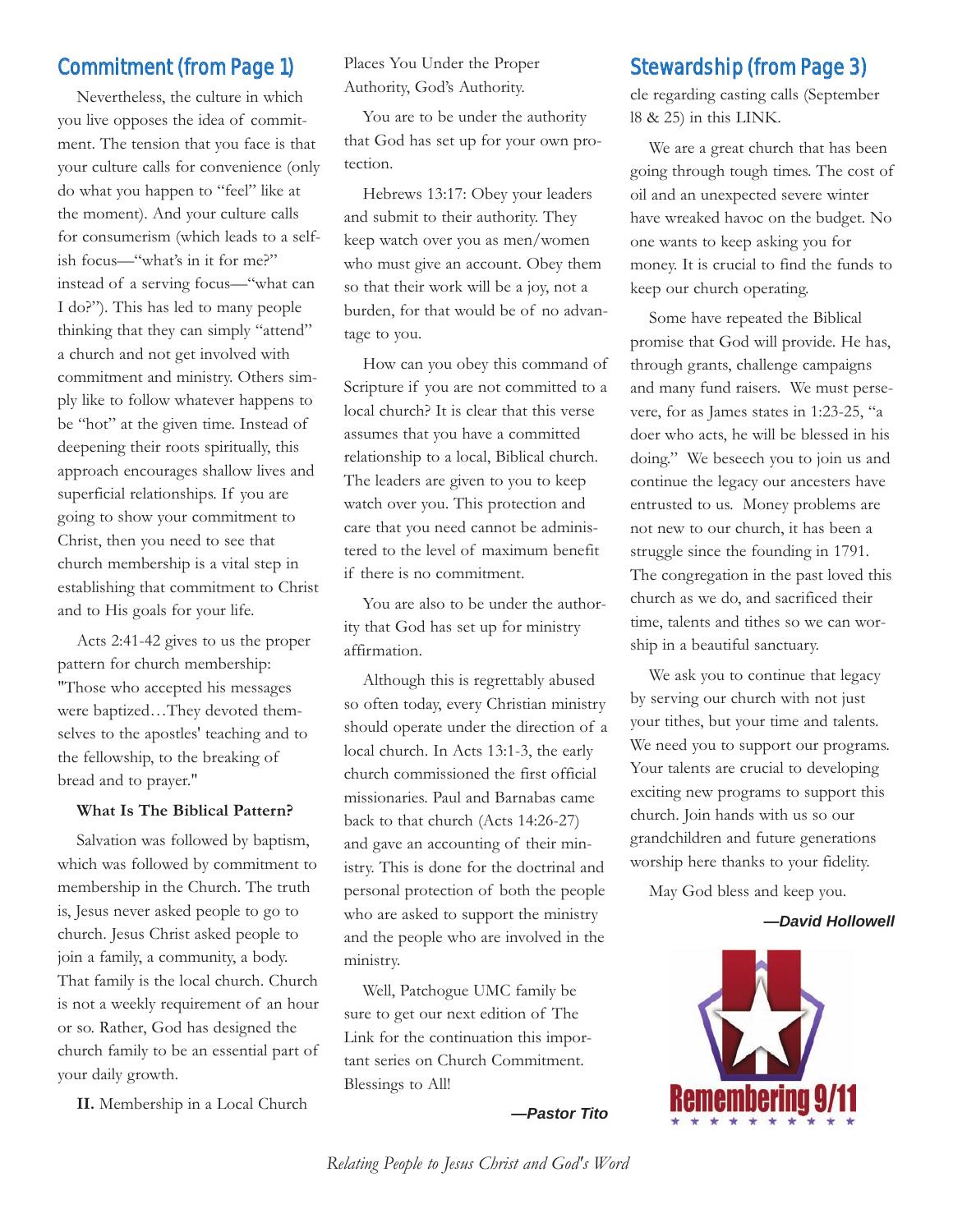## Commitment (from Page 1)

Nevertheless, the culture in which you live opposes the idea of commitment. The tension that you face is that your culture calls for convenience (only do what you happen to "feel" like at the moment). And your culture calls for consumerism (which leads to a selfish focus—"what's in it for me?" instead of a serving focus—"what can I do?"). This has led to many people thinking that they can simply "attend" a church and not get involved with commitment and ministry. Others simply like to follow whatever happens to be "hot" at the given time. Instead of deepening their roots spiritually, this approach encourages shallow lives and superficial relationships. If you are going to show your commitment to Christ, then you need to see that church membership is a vital step in establishing that commitment to Christ and to His goals for your life.

Acts 2:41-42 gives to us the proper pattern for church membership: "Those who accepted his messages were baptized…They devoted themselves to the apostles' teaching and to the fellowship, to the breaking of bread and to prayer."

**What Is The Biblical Pattern?**

Salvation was followed by baptism, which was followed by commitment to membership in the Church. The truth is, Jesus never asked people to go to church. Jesus Christ asked people to join a family, a community, a body. That family is the local church. Church is not a weekly requirement of an hour or so. Rather, God has designed the church family to be an essential part of your daily growth.

**II.** Membership in a Local Church Places You Under the Proper Authority, God's Authority.

You are to be under the authority that God has set up for your own protection.

Hebrews 13:17: Obey your leaders and submit to their authority. They keep watch over you as men/women who must give an account. Obey them so that their work will be a joy, not a burden, for that would be of no advantage to you.

How can you obey this command of Scripture if you are not committed to a local church? It is clear that this verse assumes that you have a committed relationship to a local, Biblical church. The leaders are given to you to keep watch over you. This protection and care that you need cannot be administered to the level of maximum benefit if there is no commitment.

You are also to be under the authority that God has set up for ministry affirmation.

Although this is regrettably abused so often today, every Christian ministry should operate under the direction of a local church. In Acts 13:1-3, the early church commissioned the first official missionaries. Paul and Barnabas came back to that church (Acts 14:26-27) and gave an accounting of their ministry. This is done for the doctrinal and personal protection of both the people who are asked to support the ministry and the people who are involved in the ministry.

Well, Patchogue UMC family be sure to get our next edition of The Link for the continuation this important series on Church Commitment. Blessings to All!

***—Pastor Tito***

## Stewardship (from Page 3)

cle regarding casting calls (September 18 & 25) in this LINK.

We are a great church that has been going through tough times. The cost of oil and an unexpected severe winter have wreaked havoc on the budget. No one wants to keep asking you for money. It is crucial to find the funds to keep our church operating.

Some have repeated the Biblical promise that God will provide. He has, through grants, challenge campaigns and many fund raisers. We must persevere, for as James states in 1:23-25, "a doer who acts, he will be blessed in his doing." We beseech you to join us and continue the legacy our ancesters have entrusted to us. Money problems are not new to our church, it has been a struggle since the founding in 1791. The congregation in the past loved this church as we do, and sacrificed their time, talents and tithes so we can worship in a beautiful sanctuary.

We ask you to continue that legacy by serving our church with not just your tithes, but your time and talents. We need you to support our programs. Your talents are crucial to developing exciting new programs to support this church. Join hands with us so our grandchildren and future generations worship here thanks to your fidelity.

May God bless and keep you.

***—David Hollowell***

Remembering 9/11

*Relating People to Jesus Christ and God's Word*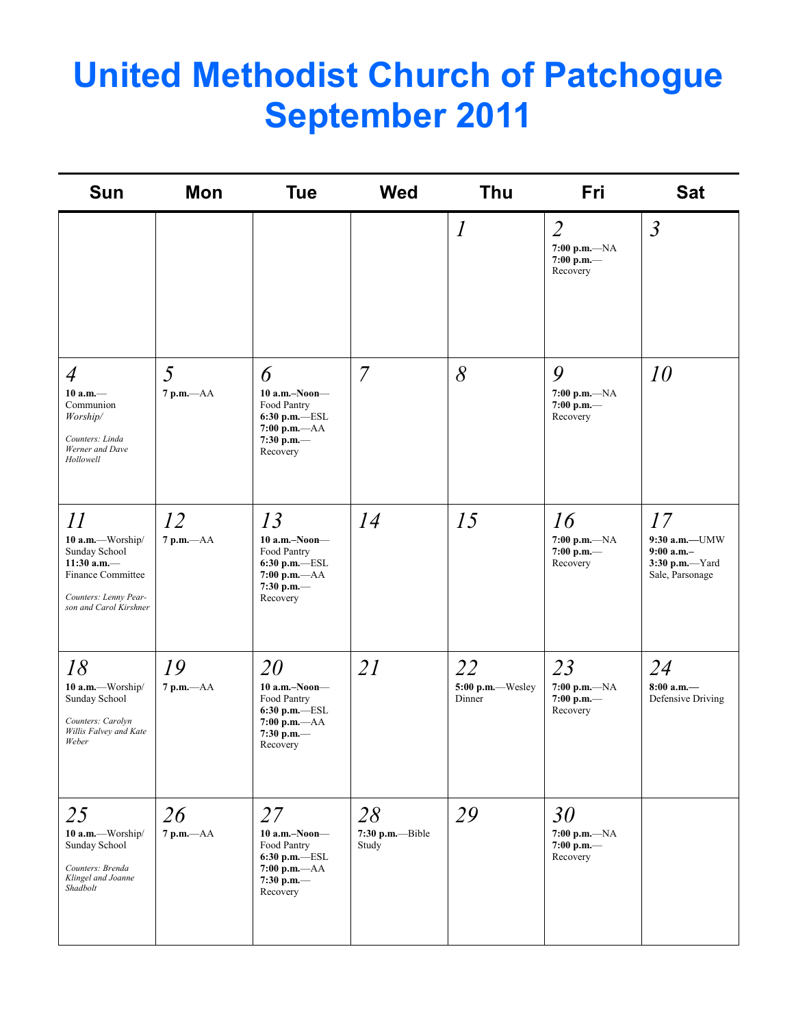# United Methodist Church of Patchogue September 2011

| Sun | Mon | Tue | Wed | Thu | Fri | Sat |
|---|---|---|---|---|---|---|
| | | | | *1* | *2* **7:00 p.m.**—NA **7:00 p.m.**—Recovery | *3* |
| *4* **10 a.m.**—Communion *Worship/* *Counters: Linda Werner and Dave Hollowell* | *5* **7 p.m.**—AA | *6* **10 a.m.–Noon**—Food Pantry **6:30 p.m.**—ESL **7:00 p.m.**—AA **7:30 p.m.**—Recovery | *7* | *8* | *9* **7:00 p.m.**—NA **7:00 p.m.**—Recovery | *10* |
| *11* **10 a.m.**—Worship/ Sunday School **11:30 a.m.**—Finance Committee *Counters: Lenny Pearson and Carol Kirshner* | *12* **7 p.m.**—AA | *13* **10 a.m.–Noon**—Food Pantry **6:30 p.m.**—ESL **7:00 p.m.**—AA **7:30 p.m.**—Recovery | *14* | *15* | *16* **7:00 p.m.**—NA **7:00 p.m.**—Recovery | *17* **9:30 a.m.—**UMW **9:00 a.m.– 3:30 p.m.**—Yard Sale, Parsonage |
| *18* **10 a.m.**—Worship/ Sunday School *Counters: Carolyn Willis Falvey and Kate Weber* | *19* **7 p.m.**—AA | *20* **10 a.m.–Noon**—Food Pantry **6:30 p.m.**—ESL **7:00 p.m.**—AA **7:30 p.m.**—Recovery | *21* | *22* **5:00 p.m.**—Wesley Dinner | *23* **7:00 p.m.**—NA **7:00 p.m.**—Recovery | *24* **8:00 a.m.**—Defensive Driving |
| *25* **10 a.m.**—Worship/ Sunday School *Counters: Brenda Klingel and Joanne Shadbolt* | *26* **7 p.m.**—AA | *27* **10 a.m.–Noon**—Food Pantry **6:30 p.m.**—ESL **7:00 p.m.**—AA **7:30 p.m.**—Recovery | *28* **7:30 p.m.**—Bible Study | *29* | *30* **7:00 p.m.**—NA **7:00 p.m.**—Recovery | |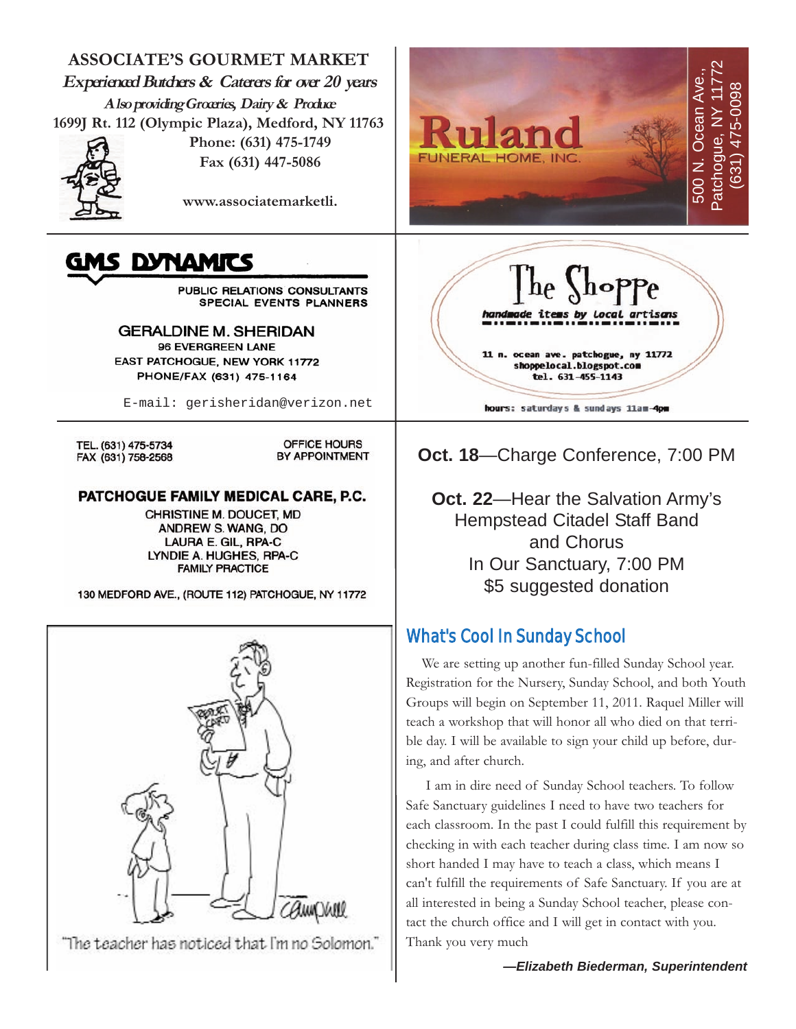**ASSOCIATE'S GOURMET MARKET**

*Experienced Butchers & Caterers for over 20 years*

*Also providing Groceries, Dairy & Produce*

1699J Rt. 112 (Olympic Plaza), Medford, NY 11763

Phone: (631) 475-1749

Fax (631) 447-5086

www.associatemarketli.

---

**Ruland**

FUNERAL HOME, INC.

500 N. Ocean Ave., Patchogue, NY 11772 (631) 475-0098

---

**GMS DYNAMICS**

PUBLIC RELATIONS CONSULTANTS
SPECIAL EVENTS PLANNERS

GERALDINE M. SHERIDAN
96 EVERGREEN LANE
EAST PATCHOGUE, NEW YORK 11772
PHONE/FAX (631) 475-1164

E-mail: gerisheridan@verizon.net

---

**The Shoppe**

*handmade items by local artisans*

11 n. ocean ave. patchogue, ny 11772
shoppelocal.blogspot.com
tel. 631-455-1143

hours: saturdays & sundays 11am-4pm

---

TEL. (631) 475-5734
FAX (631) 758-2568

OFFICE HOURS
BY APPOINTMENT

**PATCHOGUE FAMILY MEDICAL CARE, P.C.**

CHRISTINE M. DOUCET, MD
ANDREW S. WANG, DO
LAURA E. GIL, RPA-C
LYNDIE A. HUGHES, RPA-C
FAMILY PRACTICE

130 MEDFORD AVE., (ROUTE 112) PATCHOGUE, NY 11772

---

"The teacher has noticed that I'm no Solomon."

---

**Oct. 18**—Charge Conference, 7:00 PM

**Oct. 22**—Hear the Salvation Army's Hempstead Citadel Staff Band and Chorus In Our Sanctuary, 7:00 PM $5 suggested donation

## What's Cool In Sunday School

We are setting up another fun-filled Sunday School year. Registration for the Nursery, Sunday School, and both Youth Groups will begin on September 11, 2011. Raquel Miller will teach a workshop that will honor all who died on that terrible day. I will be available to sign your child up before, during, and after church.

I am in dire need of Sunday School teachers. To follow Safe Sanctuary guidelines I need to have two teachers for each classroom. In the past I could fulfill this requirement by checking in with each teacher during class time. I am now so short handed I may have to teach a class, which means I can't fulfill the requirements of Safe Sanctuary. If you are at all interested in being a Sunday School teacher, please contact the church office and I will get in contact with you. Thank you very much

***—Elizabeth Biederman, Superintendent***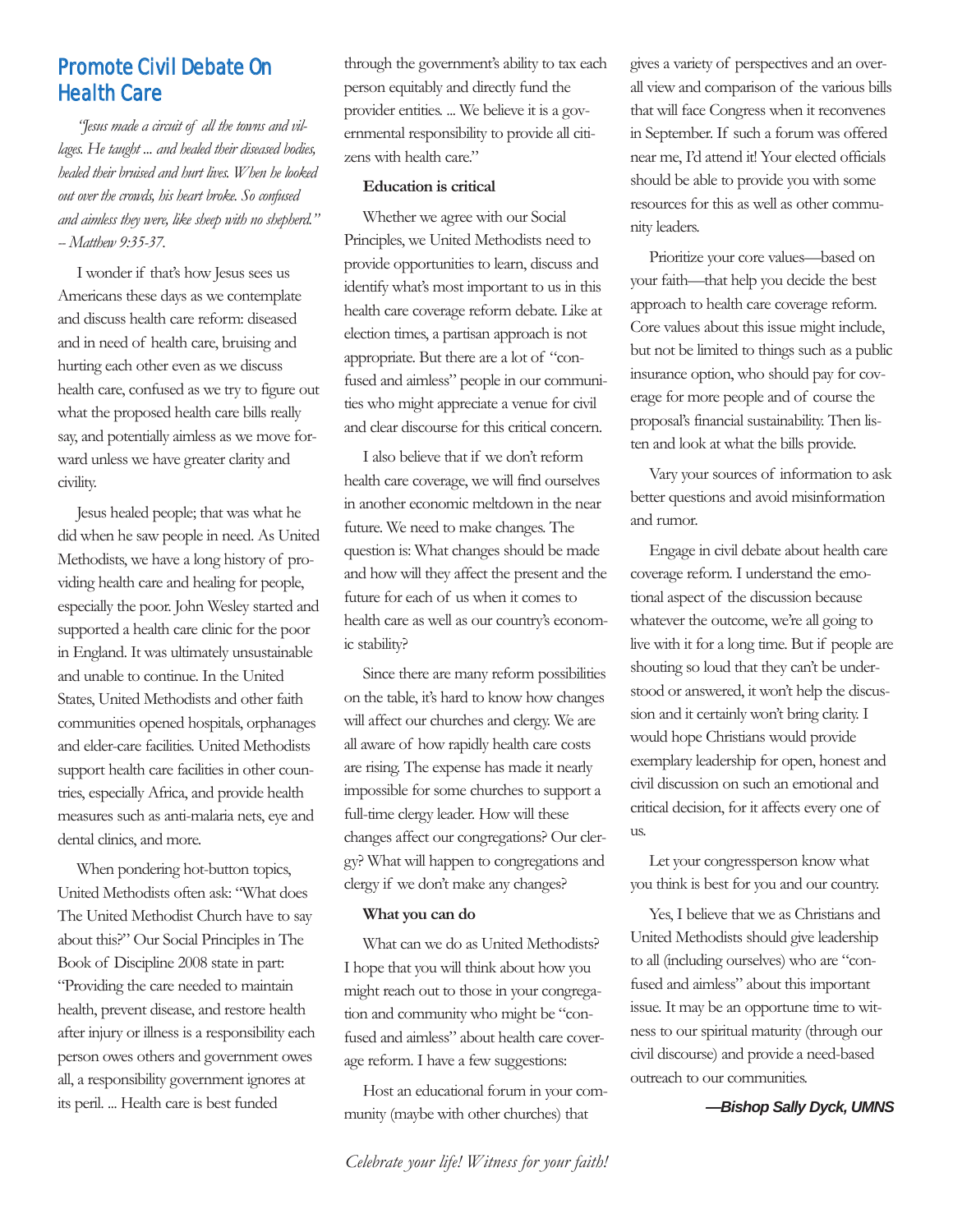## Promote Civil Debate On Health Care

*"Jesus made a circuit of all the towns and villages. He taught ... and healed their diseased bodies, healed their bruised and hurt lives. When he looked out over the crowds, his heart broke. So confused and aimless they were, like sheep with no shepherd." -- Matthew 9:35-37.*

I wonder if that's how Jesus sees us Americans these days as we contemplate and discuss health care reform: diseased and in need of health care, bruising and hurting each other even as we discuss health care, confused as we try to figure out what the proposed health care bills really say, and potentially aimless as we move forward unless we have greater clarity and civility.

Jesus healed people; that was what he did when he saw people in need. As United Methodists, we have a long history of providing health care and healing for people, especially the poor. John Wesley started and supported a health care clinic for the poor in England. It was ultimately unsustainable and unable to continue. In the United States, United Methodists and other faith communities opened hospitals, orphanages and elder-care facilities. United Methodists support health care facilities in other countries, especially Africa, and provide health measures such as anti-malaria nets, eye and dental clinics, and more.

When pondering hot-button topics, United Methodists often ask: "What does The United Methodist Church have to say about this?" Our Social Principles in The Book of Discipline 2008 state in part: "Providing the care needed to maintain health, prevent disease, and restore health after injury or illness is a responsibility each person owes others and government owes all, a responsibility government ignores at its peril. ... Health care is best funded through the government's ability to tax each person equitably and directly fund the provider entities. ... We believe it is a governmental responsibility to provide all citizens with health care."

**Education is critical**

Whether we agree with our Social Principles, we United Methodists need to provide opportunities to learn, discuss and identify what's most important to us in this health care coverage reform debate. Like at election times, a partisan approach is not appropriate. But there are a lot of "confused and aimless" people in our communities who might appreciate a venue for civil and clear discourse for this critical concern.

I also believe that if we don't reform health care coverage, we will find ourselves in another economic meltdown in the near future. We need to make changes. The question is: What changes should be made and how will they affect the present and the future for each of us when it comes to health care as well as our country's economic stability?

Since there are many reform possibilities on the table, it's hard to know how changes will affect our churches and clergy. We are all aware of how rapidly health care costs are rising. The expense has made it nearly impossible for some churches to support a full-time clergy leader. How will these changes affect our congregations? Our clergy? What will happen to congregations and clergy if we don't make any changes?

**What you can do**

What can we do as United Methodists? I hope that you will think about how you might reach out to those in your congregation and community who might be "confused and aimless" about health care coverage reform. I have a few suggestions:

Host an educational forum in your community (maybe with other churches) that gives a variety of perspectives and an overall view and comparison of the various bills that will face Congress when it reconvenes in September. If such a forum was offered near me, I'd attend it! Your elected officials should be able to provide you with some resources for this as well as other community leaders.

Prioritize your core values—based on your faith—that help you decide the best approach to health care coverage reform. Core values about this issue might include, but not be limited to things such as a public insurance option, who should pay for coverage for more people and of course the proposal's financial sustainability. Then listen and look at what the bills provide.

Vary your sources of information to ask better questions and avoid misinformation and rumor.

Engage in civil debate about health care coverage reform. I understand the emotional aspect of the discussion because whatever the outcome, we're all going to live with it for a long time. But if people are shouting so loud that they can't be understood or answered, it won't help the discussion and it certainly won't bring clarity. I would hope Christians would provide exemplary leadership for open, honest and civil discussion on such an emotional and critical decision, for it affects every one of us.

Let your congressperson know what you think is best for you and our country.

Yes, I believe that we as Christians and United Methodists should give leadership to all (including ourselves) who are "confused and aimless" about this important issue. It may be an opportune time to witness to our spiritual maturity (through our civil discourse) and provide a need-based outreach to our communities.

***—Bishop Sally Dyck, UMNS***

*Celebrate your life! Witness for your faith!*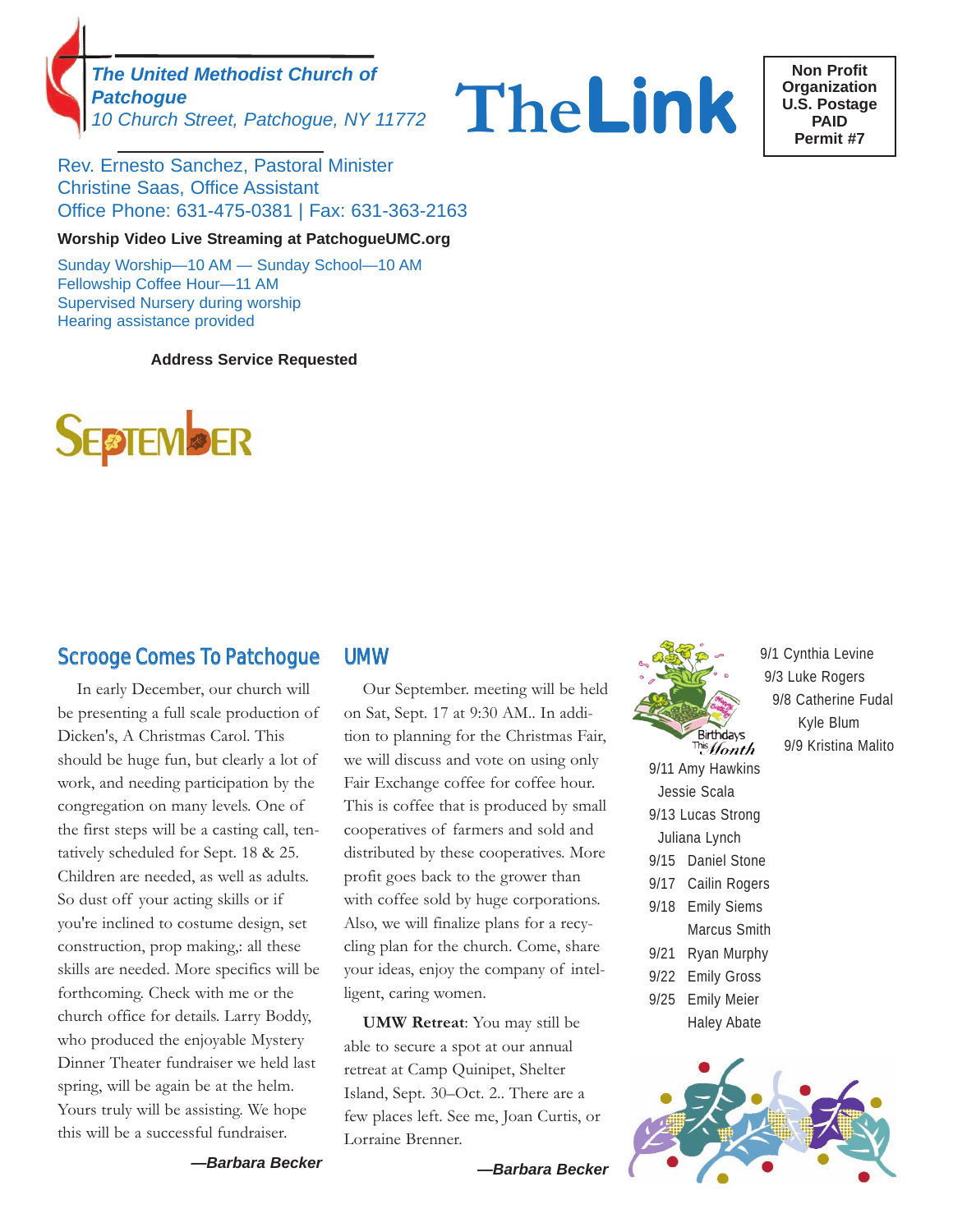**The United Methodist Church of Patchogue**
*10 Church Street, Patchogue, NY 11772*

# The Link

Non Profit Organization
U.S. Postage
PAID
Permit #7

Rev. Ernesto Sanchez, Pastoral Minister
Christine Saas, Office Assistant
Office Phone: 631-475-0381 | Fax: 631-363-2163

**Worship Video Live Streaming at PatchogueUMC.org**

Sunday Worship—10 AM — Sunday School—10 AM
Fellowship Coffee Hour—11 AM
Supervised Nursery during worship
Hearing assistance provided

**Address Service Requested**

SEPTEMBER

## Scrooge Comes To Patchogue

In early December, our church will be presenting a full scale production of Dicken's, A Christmas Carol. This should be huge fun, but clearly a lot of work, and needing participation by the congregation on many levels. One of the first steps will be a casting call, tentatively scheduled for Sept. 18 & 25. Children are needed, as well as adults. So dust off your acting skills or if you're inclined to costume design, set construction, prop making,: all these skills are needed. More specifics will be forthcoming. Check with me or the church office for details. Larry Boddy, who produced the enjoyable Mystery Dinner Theater fundraiser we held last spring, will be again be at the helm. Yours truly will be assisting. We hope this will be a successful fundraiser.

***—Barbara Becker***

## UMW

Our September. meeting will be held on Sat, Sept. 17 at 9:30 AM.. In addition to planning for the Christmas Fair, we will discuss and vote on using only Fair Exchange coffee for coffee hour. This is coffee that is produced by small cooperatives of farmers and sold and distributed by these cooperatives. More profit goes back to the grower than with coffee sold by huge corporations. Also, we will finalize plans for a recycling plan for the church. Come, share your ideas, enjoy the company of intelligent, caring women.

**UMW Retreat**: You may still be able to secure a spot at our annual retreat at Camp Quinipet, Shelter Island, Sept. 30–Oct. 2.. There are a few places left. See me, Joan Curtis, or Lorraine Brenner.

***—Barbara Becker***

## Birthdays This Month

9/1 Cynthia Levine
9/3 Luke Rogers
9/8 Catherine Fudal
Kyle Blum
9/9 Kristina Malito
9/11 Amy Hawkins
Jessie Scala
9/13 Lucas Strong
Juliana Lynch
9/15 Daniel Stone
9/17 Cailin Rogers
9/18 Emily Siems
Marcus Smith
9/21 Ryan Murphy
9/22 Emily Gross
9/25 Emily Meier
Haley Abate